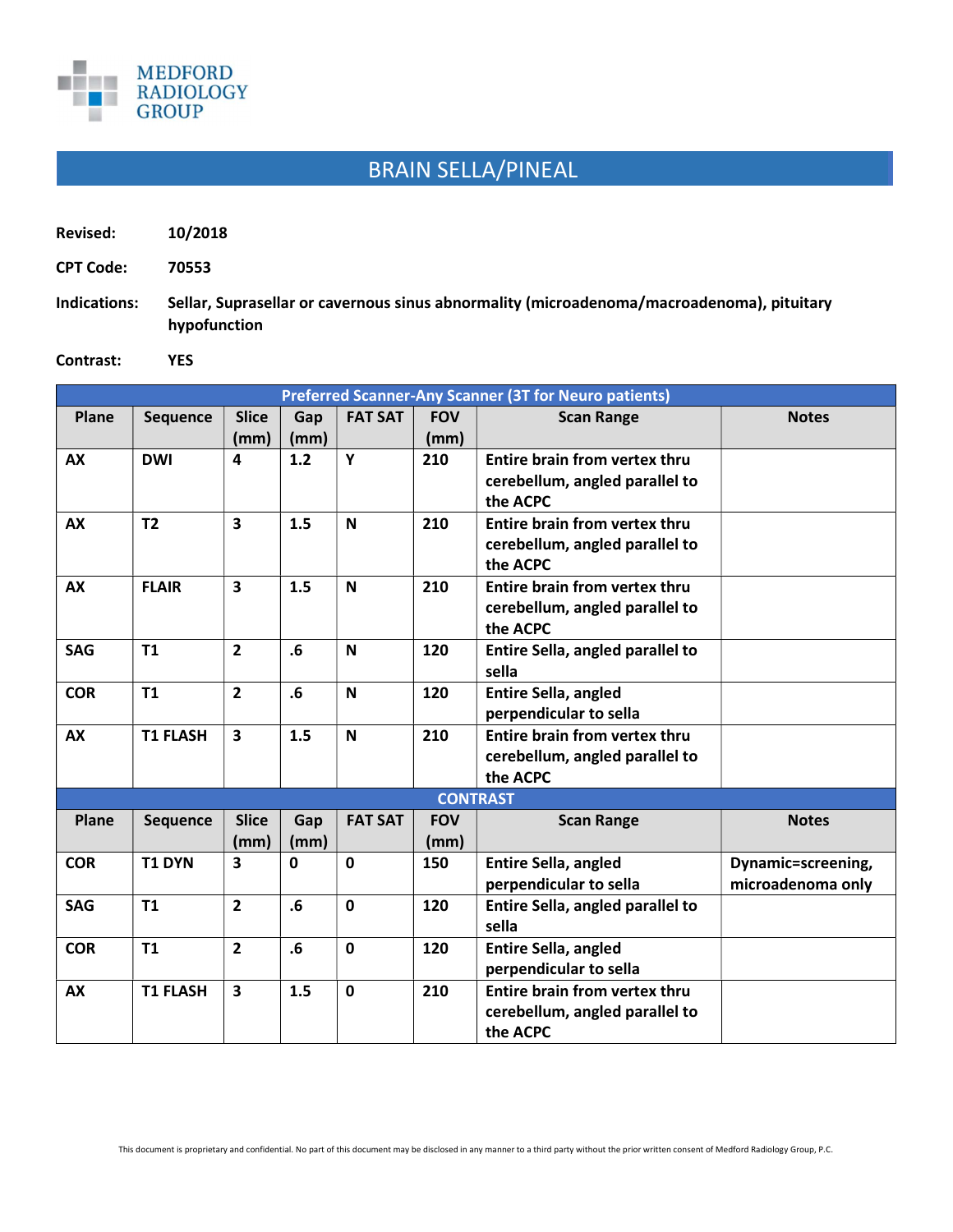MEDFORD RADIOLOGY GROUP

# BRAIN SELLA/PINEAL

**Revised:** 10/2018

**CPT Code:** 70553

**Indications:** Sellar, Suprasellar or cavernous sinus abnormality (microadenoma/macroadenoma), pituitary hypofunction

**Contrast:** YES

| Preferred Scanner-Any Scanner (3T for Neuro patients) | | | | | | | |
|---|---|---|---|---|---|---|---|
| **Plane** | **Sequence** | **Slice (mm)** | **Gap (mm)** | **FAT SAT** | **FOV (mm)** | **Scan Range** | **Notes** |
| AX | DWI | 4 | 1.2 | Y | 210 | Entire brain from vertex thru cerebellum, angled parallel to the ACPC | |
| AX | T2 | 3 | 1.5 | N | 210 | Entire brain from vertex thru cerebellum, angled parallel to the ACPC | |
| AX | FLAIR | 3 | 1.5 | N | 210 | Entire brain from vertex thru cerebellum, angled parallel to the ACPC | |
| SAG | T1 | 2 | .6 | N | 120 | Entire Sella, angled parallel to sella | |
| COR | T1 | 2 | .6 | N | 120 | Entire Sella, angled perpendicular to sella | |
| AX | T1 FLASH | 3 | 1.5 | N | 210 | Entire brain from vertex thru cerebellum, angled parallel to the ACPC | |
| **CONTRAST** | | | | | | | |
| **Plane** | **Sequence** | **Slice (mm)** | **Gap (mm)** | **FAT SAT** | **FOV (mm)** | **Scan Range** | **Notes** |
| COR | T1 DYN | 3 | 0 | 0 | 150 | Entire Sella, angled perpendicular to sella | Dynamic=screening, microadenoma only |
| SAG | T1 | 2 | .6 | 0 | 120 | Entire Sella, angled parallel to sella | |
| COR | T1 | 2 | .6 | 0 | 120 | Entire Sella, angled perpendicular to sella | |
| AX | T1 FLASH | 3 | 1.5 | 0 | 210 | Entire brain from vertex thru cerebellum, angled parallel to the ACPC | |

This document is proprietary and confidential. No part of this document may be disclosed in any manner to a third party without the prior written consent of Medford Radiology Group, P.C.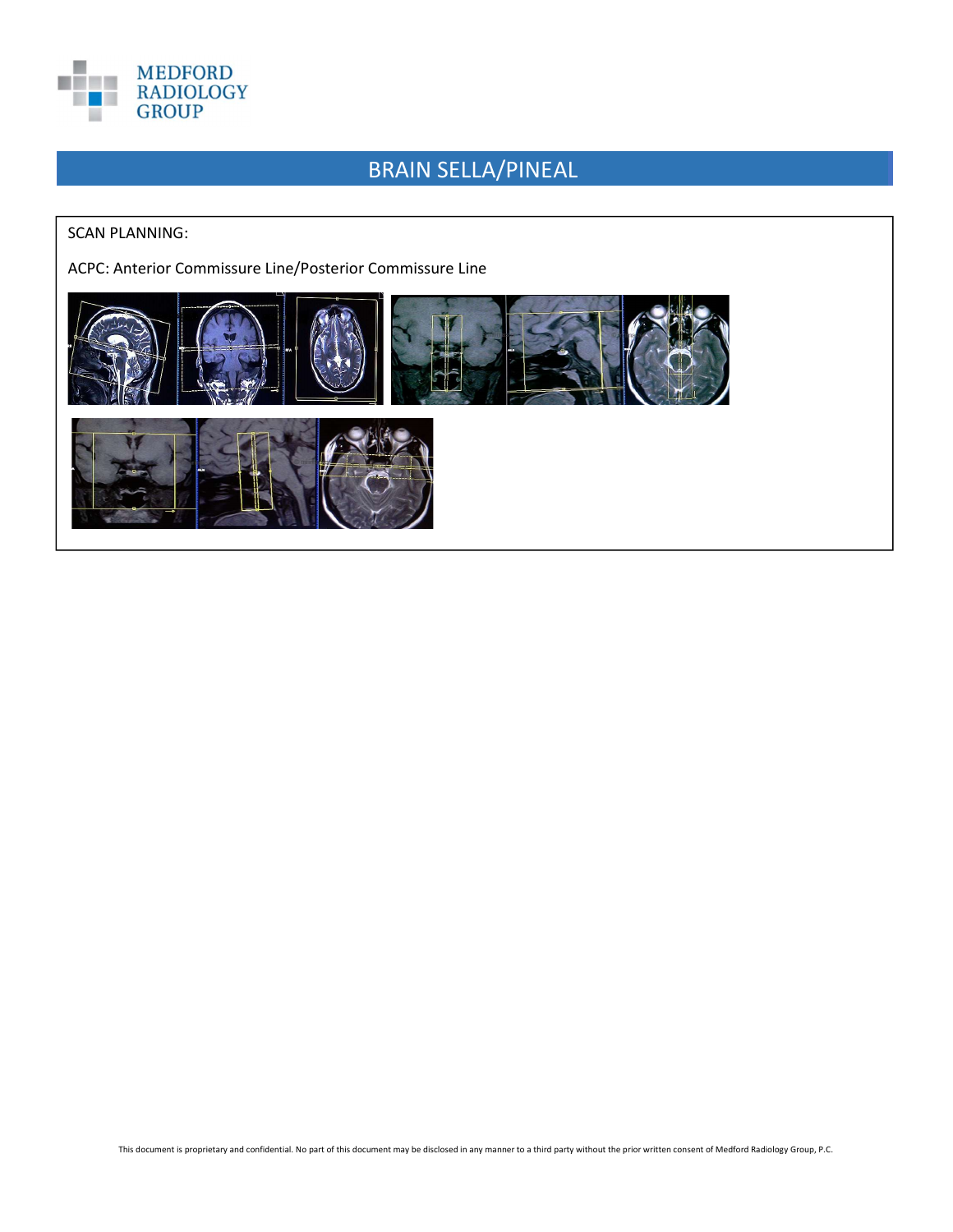# BRAIN SELLA/PINEAL

SCAN PLANNING:

ACPC: Anterior Commissure Line/Posterior Commissure Line

This document is proprietary and confidential. No part of this document may be disclosed in any manner to a third party without the prior written consent of Medford Radiology Group, P.C.